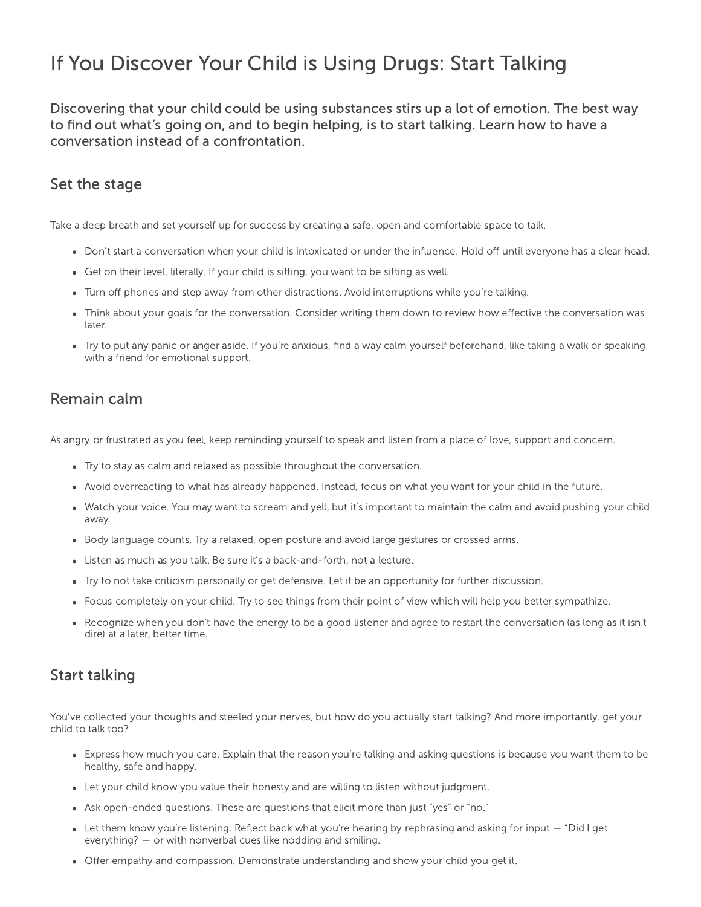# If You Discover Your Child is Using Drugs: Start Talking

**Discovering that your child could be using substances stirs up a lot of emotion. The best way to find out what's going on, and to begin helping, is to start talking. Learn how to have a conversation instead of a confrontation.**

## Set the stage

Take a deep breath and set yourself up for success by creating a safe, open and comfortable space to talk.

- Don't start a conversation when your child is intoxicated or under the influence. Hold off until everyone has a clear head.
- Get on their level, literally. If your child is sitting, you want to be sitting as well.
- Turn off phones and step away from other distractions. Avoid interruptions while you're talking.
- Think about your goals for the conversation. Consider writing them down to review how effective the conversation was later.
- Try to put any panic or anger aside. If you're anxious, find a way calm yourself beforehand, like taking a walk or speaking with a friend for emotional support.

## Remain calm

As angry or frustrated as you feel, keep reminding yourself to speak and listen from a place of love, support and concern.

- Try to stay as calm and relaxed as possible throughout the conversation.
- Avoid overreacting to what has already happened. Instead, focus on what you want for your child in the future.
- Watch your voice. You may want to scream and yell, but it's important to maintain the calm and avoid pushing your child away.
- Body language counts. Try a relaxed, open posture and avoid large gestures or crossed arms.
- Listen as much as you talk. Be sure it's a back-and-forth, not a lecture.
- Try to not take criticism personally or get defensive. Let it be an opportunity for further discussion.
- Focus completely on your child. Try to see things from their point of view which will help you better sympathize.
- Recognize when you don't have the energy to be a good listener and agree to restart the conversation (as long as it isn't dire) at a later, better time.

## Start talking

You've collected your thoughts and steeled your nerves, but how do you actually start talking? And more importantly, get your child to talk too?

- Express how much you care. Explain that the reason you're talking and asking questions is because you want them to be healthy, safe and happy.
- Let your child know you value their honesty and are willing to listen without judgment.
- Ask open-ended questions. These are questions that elicit more than just "yes" or "no."
- Let them know you're listening. Reflect back what you're hearing by rephrasing and asking for input — "Did I get everything? — or with nonverbal cues like nodding and smiling.
- Offer empathy and compassion. Demonstrate understanding and show your child you get it.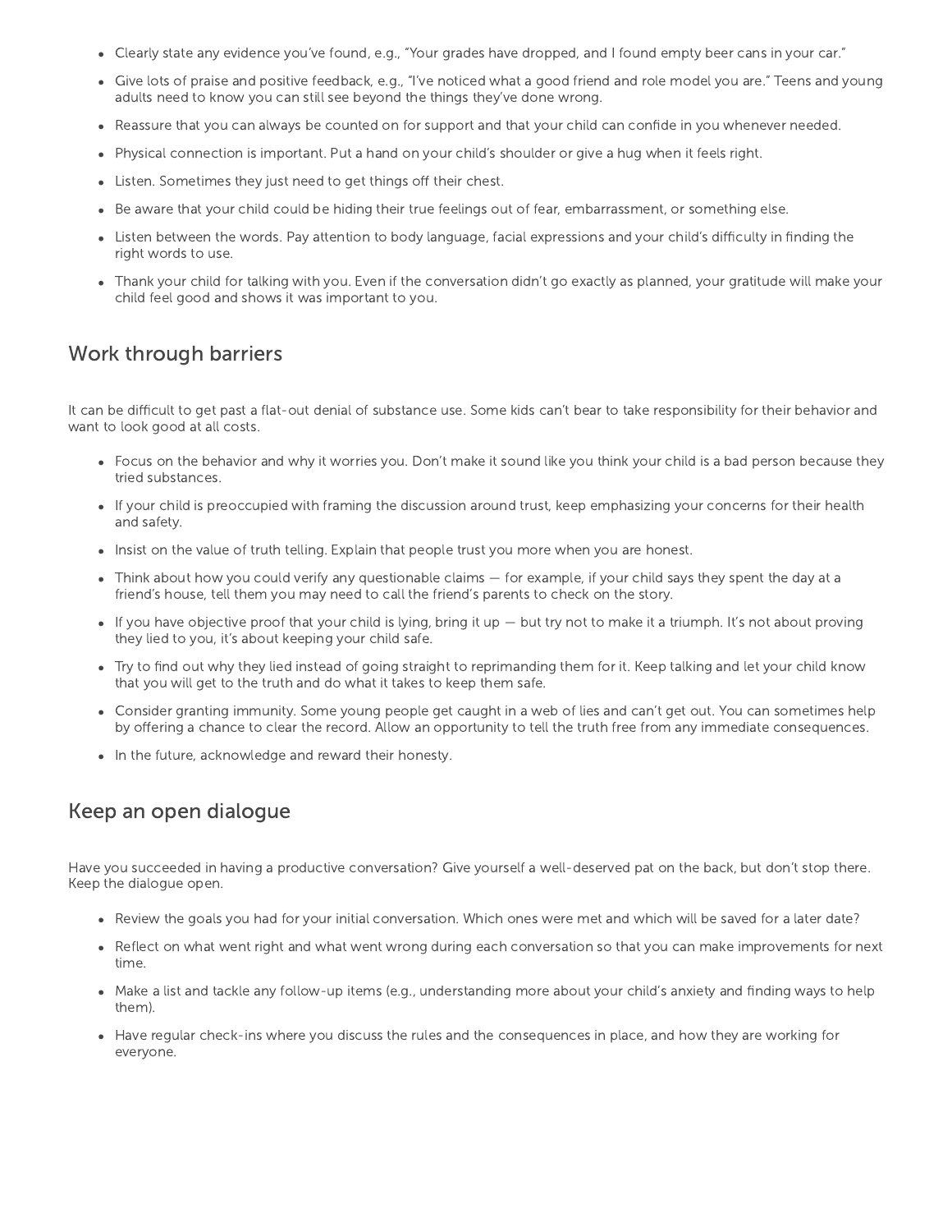- Clearly state any evidence you've found, e.g., "Your grades have dropped, and I found empty beer cans in your car."
- Give lots of praise and positive feedback, e.g., "I've noticed what a good friend and role model you are." Teens and young adults need to know you can still see beyond the things they've done wrong.
- Reassure that you can always be counted on for support and that your child can confide in you whenever needed.
- Physical connection is important. Put a hand on your child's shoulder or give a hug when it feels right.
- Listen. Sometimes they just need to get things off their chest.
- Be aware that your child could be hiding their true feelings out of fear, embarrassment, or something else.
- Listen between the words. Pay attention to body language, facial expressions and your child's difficulty in finding the right words to use.
- Thank your child for talking with you. Even if the conversation didn't go exactly as planned, your gratitude will make your child feel good and shows it was important to you.

## Work through barriers

It can be difficult to get past a flat-out denial of substance use. Some kids can't bear to take responsibility for their behavior and want to look good at all costs.

- Focus on the behavior and why it worries you. Don't make it sound like you think your child is a bad person because they tried substances.
- If your child is preoccupied with framing the discussion around trust, keep emphasizing your concerns for their health and safety.
- Insist on the value of truth telling. Explain that people trust you more when you are honest.
- Think about how you could verify any questionable claims — for example, if your child says they spent the day at a friend's house, tell them you may need to call the friend's parents to check on the story.
- If you have objective proof that your child is lying, bring it up — but try not to make it a triumph. It's not about proving they lied to you, it's about keeping your child safe.
- Try to find out why they lied instead of going straight to reprimanding them for it. Keep talking and let your child know that you will get to the truth and do what it takes to keep them safe.
- Consider granting immunity. Some young people get caught in a web of lies and can't get out. You can sometimes help by offering a chance to clear the record. Allow an opportunity to tell the truth free from any immediate consequences.
- In the future, acknowledge and reward their honesty.

## Keep an open dialogue

Have you succeeded in having a productive conversation? Give yourself a well-deserved pat on the back, but don't stop there. Keep the dialogue open.

- Review the goals you had for your initial conversation. Which ones were met and which will be saved for a later date?
- Reflect on what went right and what went wrong during each conversation so that you can make improvements for next time.
- Make a list and tackle any follow-up items (e.g., understanding more about your child's anxiety and finding ways to help them).
- Have regular check-ins where you discuss the rules and the consequences in place, and how they are working for everyone.